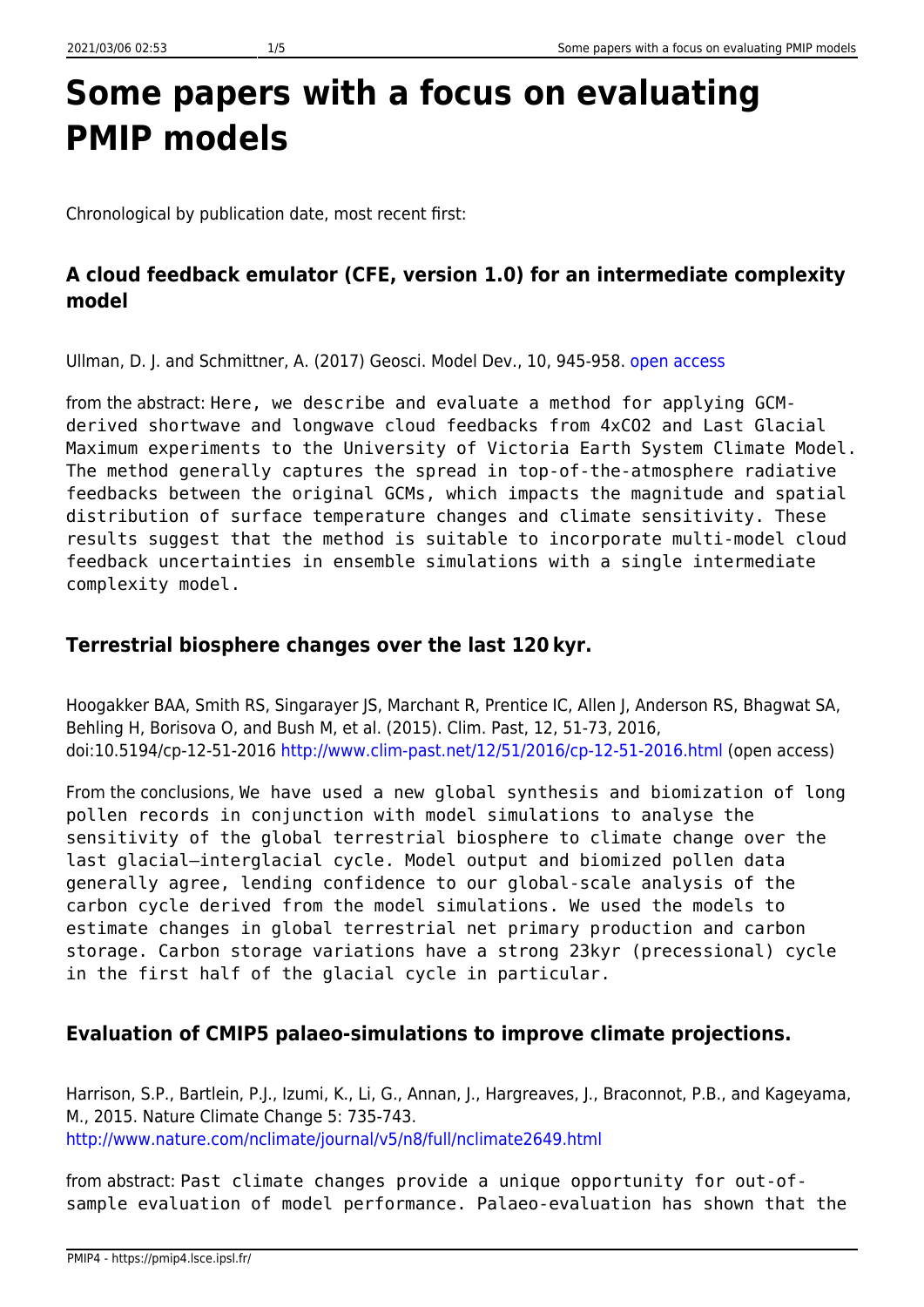# Some papers with a focus on evaluating PMIP models

Chronological by publication date, most recent first:

### A cloud feedback emulator (CFE, version 1.0) for an intermediate complexity model

Ullman, D. J. and Schmittner, A. (2017) Geosci. Model Dev., 10, 945-958. open access

from the abstract: `Here, we describe and evaluate a method for applying GCM-derived shortwave and longwave cloud feedbacks from 4xCO2 and Last Glacial Maximum experiments to the University of Victoria Earth System Climate Model. The method generally captures the spread in top-of-the-atmosphere radiative feedbacks between the original GCMs, which impacts the magnitude and spatial distribution of surface temperature changes and climate sensitivity. These results suggest that the method is suitable to incorporate multi-model cloud feedback uncertainties in ensemble simulations with a single intermediate complexity model.`

### Terrestrial biosphere changes over the last 120 kyr.

Hoogakker BAA, Smith RS, Singarayer JS, Marchant R, Prentice IC, Allen J, Anderson RS, Bhagwat SA, Behling H, Borisova O, and Bush M, et al. (2015). Clim. Past, 12, 51-73, 2016, doi:10.5194/cp-12-51-2016 http://www.clim-past.net/12/51/2016/cp-12-51-2016.html (open access)

From the conclusions, `We have used a new global synthesis and biomization of long pollen records in conjunction with model simulations to analyse the sensitivity of the global terrestrial biosphere to climate change over the last glacial–interglacial cycle. Model output and biomized pollen data generally agree, lending confidence to our global-scale analysis of the carbon cycle derived from the model simulations. We used the models to estimate changes in global terrestrial net primary production and carbon storage. Carbon storage variations have a strong 23kyr (precessional) cycle in the first half of the glacial cycle in particular.`

### Evaluation of CMIP5 palaeo-simulations to improve climate projections.

Harrison, S.P., Bartlein, P.J., Izumi, K., Li, G., Annan, J., Hargreaves, J., Braconnot, P.B., and Kageyama, M., 2015. Nature Climate Change 5: 735-743.
http://www.nature.com/nclimate/journal/v5/n8/full/nclimate2649.html

from abstract: `Past climate changes provide a unique opportunity for out-of-sample evaluation of model performance. Palaeo-evaluation has shown that the`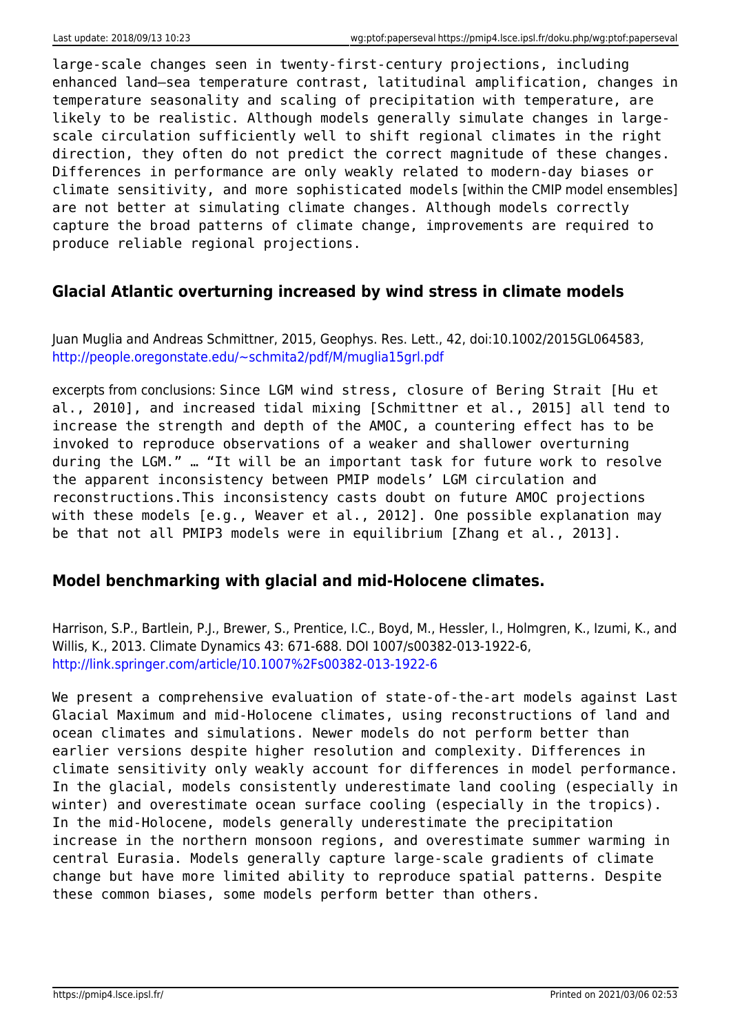large-scale changes seen in twenty-first-century projections, including enhanced land–sea temperature contrast, latitudinal amplification, changes in temperature seasonality and scaling of precipitation with temperature, are likely to be realistic. Although models generally simulate changes in large-scale circulation sufficiently well to shift regional climates in the right direction, they often do not predict the correct magnitude of these changes. Differences in performance are only weakly related to modern-day biases or climate sensitivity, and more sophisticated models [within the CMIP model ensembles] are not better at simulating climate changes. Although models correctly capture the broad patterns of climate change, improvements are required to produce reliable regional projections.

### Glacial Atlantic overturning increased by wind stress in climate models

Juan Muglia and Andreas Schmittner, 2015, Geophys. Res. Lett., 42, doi:10.1002/2015GL064583, http://people.oregonstate.edu/~schmita2/pdf/M/muglia15grl.pdf

excerpts from conclusions: Since LGM wind stress, closure of Bering Strait [Hu et al., 2010], and increased tidal mixing [Schmittner et al., 2015] all tend to increase the strength and depth of the AMOC, a countering effect has to be invoked to reproduce observations of a weaker and shallower overturning during the LGM.” … “It will be an important task for future work to resolve the apparent inconsistency between PMIP models’ LGM circulation and reconstructions.This inconsistency casts doubt on future AMOC projections with these models [e.g., Weaver et al., 2012]. One possible explanation may be that not all PMIP3 models were in equilibrium [Zhang et al., 2013].

### Model benchmarking with glacial and mid-Holocene climates.

Harrison, S.P., Bartlein, P.J., Brewer, S., Prentice, I.C., Boyd, M., Hessler, I., Holmgren, K., Izumi, K., and Willis, K., 2013. Climate Dynamics 43: 671-688. DOI 1007/s00382-013-1922-6, http://link.springer.com/article/10.1007%2Fs00382-013-1922-6

We present a comprehensive evaluation of state-of-the-art models against Last Glacial Maximum and mid-Holocene climates, using reconstructions of land and ocean climates and simulations. Newer models do not perform better than earlier versions despite higher resolution and complexity. Differences in climate sensitivity only weakly account for differences in model performance. In the glacial, models consistently underestimate land cooling (especially in winter) and overestimate ocean surface cooling (especially in the tropics). In the mid-Holocene, models generally underestimate the precipitation increase in the northern monsoon regions, and overestimate summer warming in central Eurasia. Models generally capture large-scale gradients of climate change but have more limited ability to reproduce spatial patterns. Despite these common biases, some models perform better than others.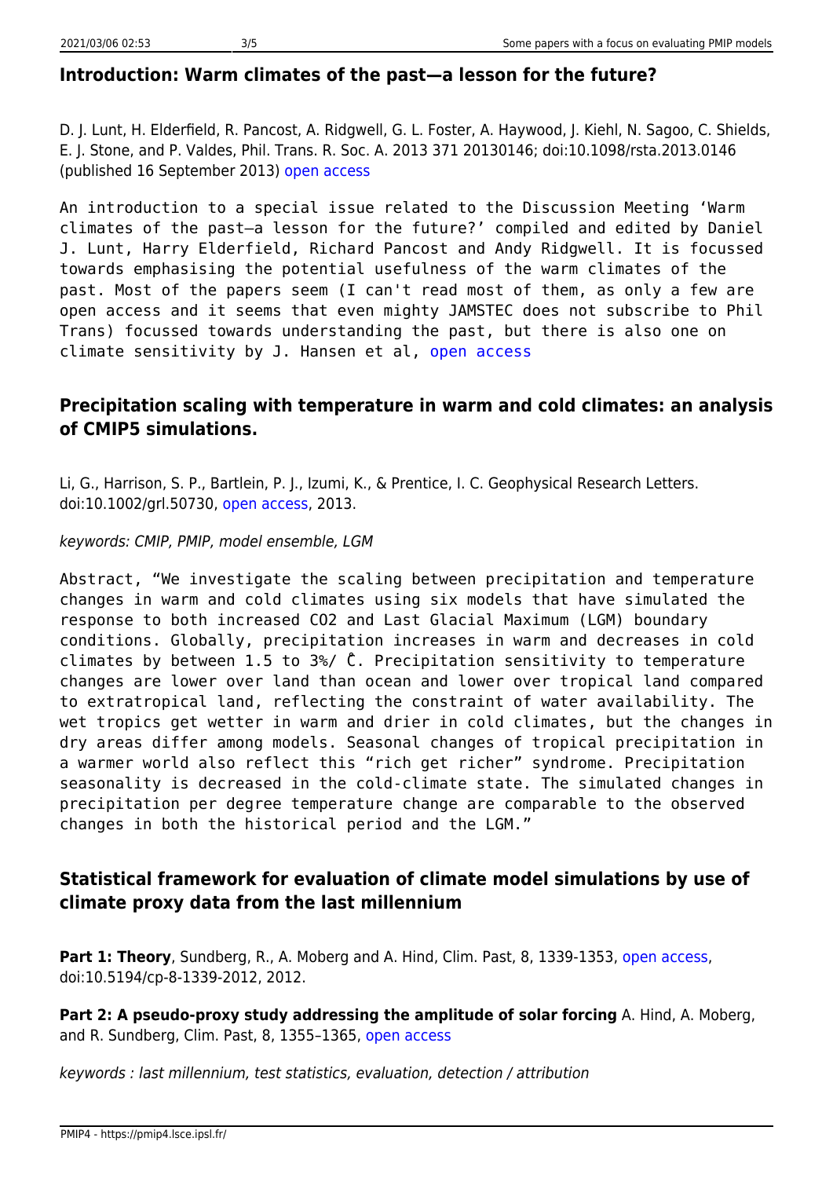## Introduction: Warm climates of the past—a lesson for the future?

D. J. Lunt, H. Elderfield, R. Pancost, A. Ridgwell, G. L. Foster, A. Haywood, J. Kiehl, N. Sagoo, C. Shields, E. J. Stone, and P. Valdes, Phil. Trans. R. Soc. A. 2013 371 20130146; doi:10.1098/rsta.2013.0146 (published 16 September 2013) open access

```
An introduction to a special issue related to the Discussion Meeting 'Warm
climates of the past—a lesson for the future?' compiled and edited by Daniel
J. Lunt, Harry Elderfield, Richard Pancost and Andy Ridgwell. It is focussed
towards emphasising the potential usefulness of the warm climates of the
past. Most of the papers seem (I can't read most of them, as only a few are
open access and it seems that even mighty JAMSTEC does not subscribe to Phil
Trans) focussed towards understanding the past, but there is also one on
climate sensitivity by J. Hansen et al, open access
```

## Precipitation scaling with temperature in warm and cold climates: an analysis of CMIP5 simulations.

Li, G., Harrison, S. P., Bartlein, P. J., Izumi, K., & Prentice, I. C. Geophysical Research Letters. doi:10.1002/grl.50730, open access, 2013.

*keywords: CMIP, PMIP, model ensemble, LGM*

```
Abstract, “We investigate the scaling between precipitation and temperature
changes in warm and cold climates using six models that have simulated the
response to both increased CO2 and Last Glacial Maximum (LGM) boundary
conditions. Globally, precipitation increases in warm and decreases in cold
climates by between 1.5 to 3%/ °C. Precipitation sensitivity to temperature
changes are lower over land than ocean and lower over tropical land compared
to extratropical land, reflecting the constraint of water availability. The
wet tropics get wetter in warm and drier in cold climates, but the changes in
dry areas differ among models. Seasonal changes of tropical precipitation in
a warmer world also reflect this “rich get richer” syndrome. Precipitation
seasonality is decreased in the cold-climate state. The simulated changes in
precipitation per degree temperature change are comparable to the observed
changes in both the historical period and the LGM.”
```

## Statistical framework for evaluation of climate model simulations by use of climate proxy data from the last millennium

**Part 1: Theory**, Sundberg, R., A. Moberg and A. Hind, Clim. Past, 8, 1339-1353, open access, doi:10.5194/cp-8-1339-2012, 2012.

**Part 2: A pseudo-proxy study addressing the amplitude of solar forcing** A. Hind, A. Moberg, and R. Sundberg, Clim. Past, 8, 1355–1365, open access

*keywords : last millennium, test statistics, evaluation, detection / attribution*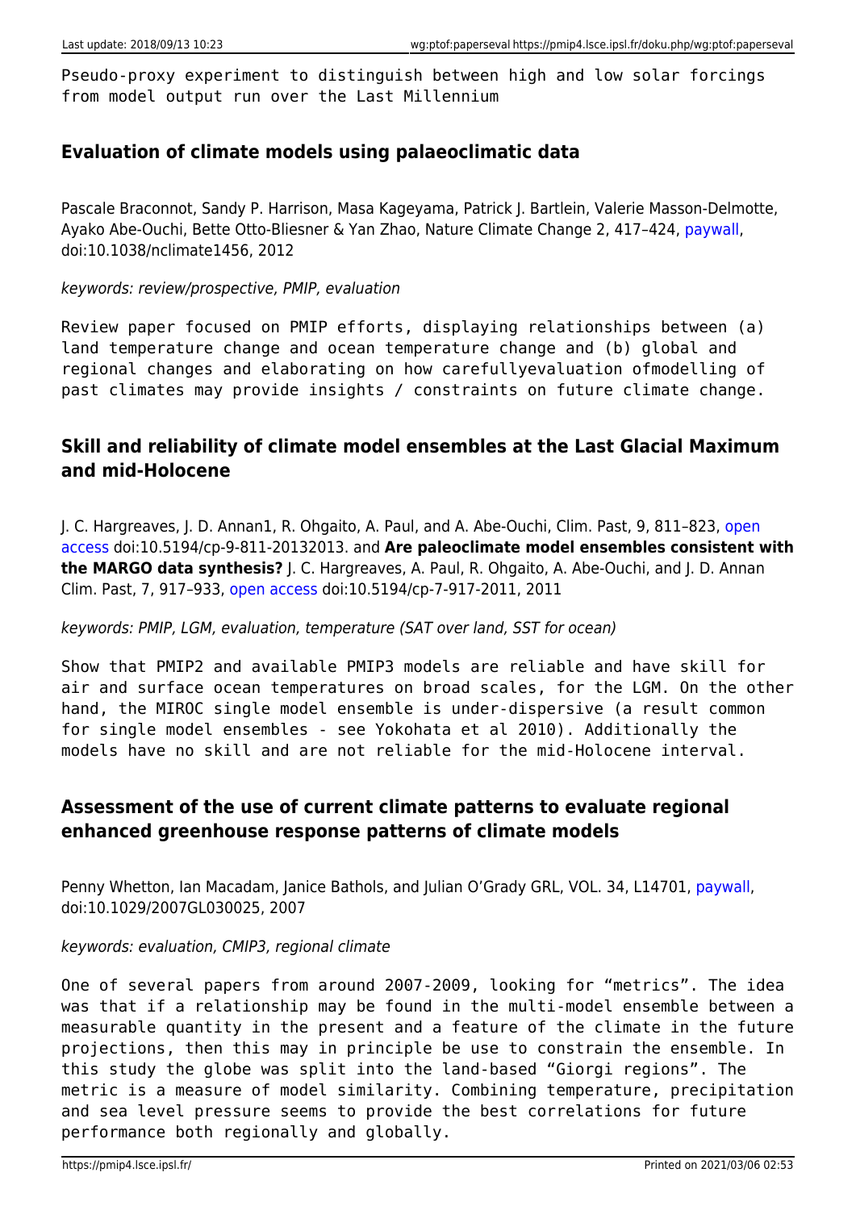```
Pseudo-proxy experiment to distinguish between high and low solar forcings
from model output run over the Last Millennium
```

### Evaluation of climate models using palaeoclimatic data

Pascale Braconnot, Sandy P. Harrison, Masa Kageyama, Patrick J. Bartlein, Valerie Masson-Delmotte, Ayako Abe-Ouchi, Bette Otto-Bliesner & Yan Zhao, Nature Climate Change 2, 417–424, paywall, doi:10.1038/nclimate1456, 2012

*keywords: review/prospective, PMIP, evaluation*

```
Review paper focused on PMIP efforts, displaying relationships between (a)
land temperature change and ocean temperature change and (b) global and
regional changes and elaborating on how carefullyevaluation ofmodelling of
past climates may provide insights / constraints on future climate change.
```

### Skill and reliability of climate model ensembles at the Last Glacial Maximum and mid-Holocene

J. C. Hargreaves, J. D. Annan1, R. Ohgaito, A. Paul, and A. Abe-Ouchi, Clim. Past, 9, 811–823, open access doi:10.5194/cp-9-811-20132013. and **Are paleoclimate model ensembles consistent with the MARGO data synthesis?** J. C. Hargreaves, A. Paul, R. Ohgaito, A. Abe-Ouchi, and J. D. Annan Clim. Past, 7, 917–933, open access doi:10.5194/cp-7-917-2011, 2011

*keywords: PMIP, LGM, evaluation, temperature (SAT over land, SST for ocean)*

```
Show that PMIP2 and available PMIP3 models are reliable and have skill for
air and surface ocean temperatures on broad scales, for the LGM. On the other
hand, the MIROC single model ensemble is under-dispersive (a result common
for single model ensembles - see Yokohata et al 2010). Additionally the
models have no skill and are not reliable for the mid-Holocene interval.
```

### Assessment of the use of current climate patterns to evaluate regional enhanced greenhouse response patterns of climate models

Penny Whetton, Ian Macadam, Janice Bathols, and Julian O'Grady GRL, VOL. 34, L14701, paywall, doi:10.1029/2007GL030025, 2007

*keywords: evaluation, CMIP3, regional climate*

```
One of several papers from around 2007-2009, looking for "metrics". The idea
was that if a relationship may be found in the multi-model ensemble between a
measurable quantity in the present and a feature of the climate in the future
projections, then this may in principle be use to constrain the ensemble. In
this study the globe was split into the land-based "Giorgi regions". The
metric is a measure of model similarity. Combining temperature, precipitation
and sea level pressure seems to provide the best correlations for future
performance both regionally and globally.
```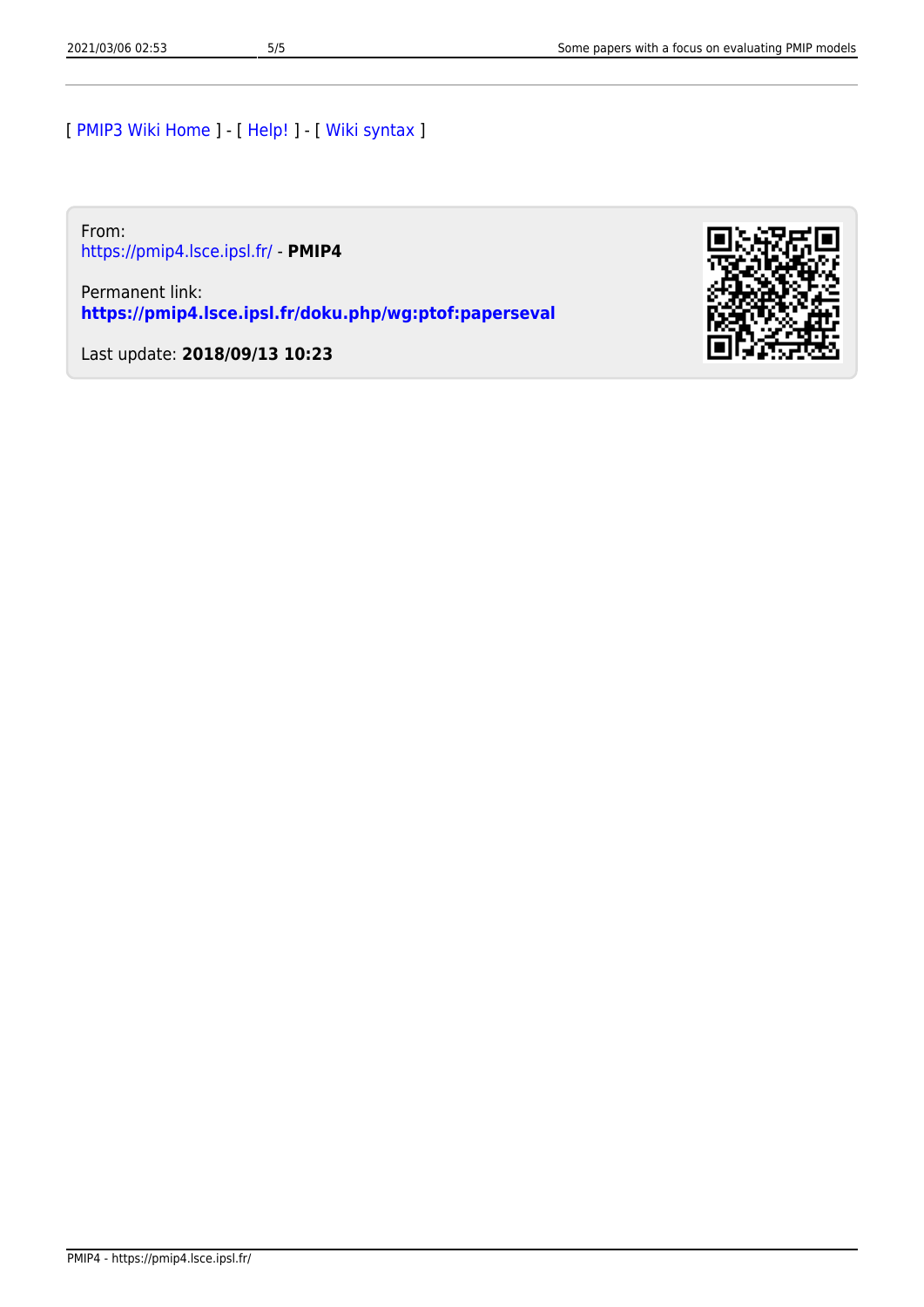[ PMIP3 Wiki Home ] - [ Help! ] - [ Wiki syntax ]

From:
https://pmip4.lsce.ipsl.fr/ - **PMIP4**

Permanent link:
**https://pmip4.lsce.ipsl.fr/doku.php/wg:ptof:paperseval**

Last update: **2018/09/13 10:23**